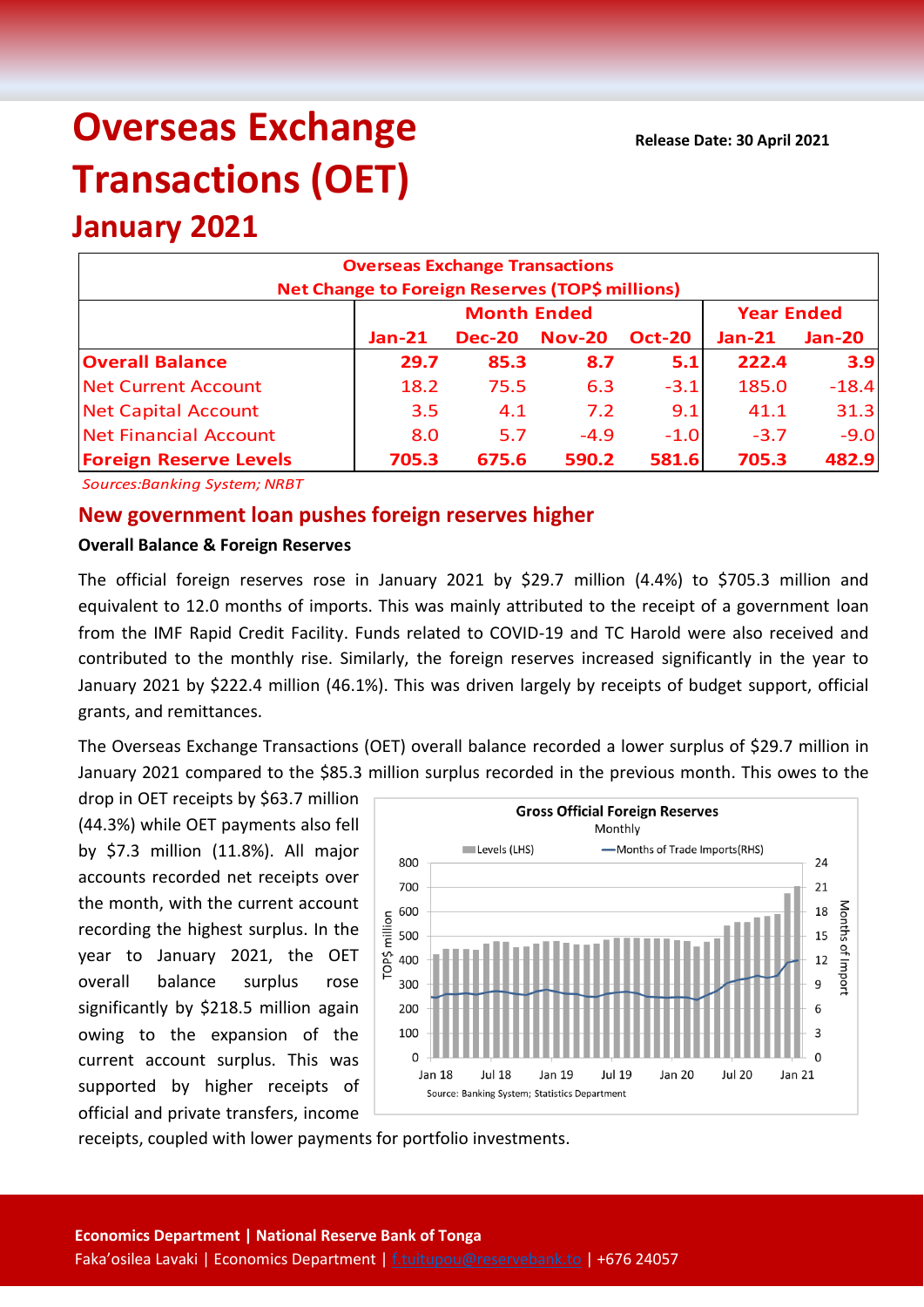# Overseas Exchange Transactions (OET)

**Release Date: 30 April 2021**

## January 2021

| Overseas Exchange Transactions Net Change to Foreign Reserves (TOP$ millions) | | | | | | |
|---|---|---|---|---|---|---|
| | Month Ended | | | | Year Ended | |
| | Jan-21 | Dec-20 | Nov-20 | Oct-20 | Jan-21 | Jan-20 |
| **Overall Balance** | **29.7** | **85.3** | **8.7** | **5.1** | **222.4** | **3.9** |
| Net Current Account | 18.2 | 75.5 | 6.3 | -3.1 | 185.0 | -18.4 |
| Net Capital Account | 3.5 | 4.1 | 7.2 | 9.1 | 41.1 | 31.3 |
| Net Financial Account | 8.0 | 5.7 | -4.9 | -1.0 | -3.7 | -9.0 |
| **Foreign Reserve Levels** | **705.3** | **675.6** | **590.2** | **581.6** | **705.3** | **482.9** |

*Sources:Banking System; NRBT*

## New government loan pushes foreign reserves higher

**Overall Balance & Foreign Reserves**

The official foreign reserves rose in January 2021 by $29.7 million (4.4%) to $705.3 million and equivalent to 12.0 months of imports. This was mainly attributed to the receipt of a government loan from the IMF Rapid Credit Facility. Funds related to COVID-19 and TC Harold were also received and contributed to the monthly rise. Similarly, the foreign reserves increased significantly in the year to January 2021 by $222.4 million (46.1%). This was driven largely by receipts of budget support, official grants, and remittances.

The Overseas Exchange Transactions (OET) overall balance recorded a lower surplus of $29.7 million in January 2021 compared to the $85.3 million surplus recorded in the previous month. This owes to the drop in OET receipts by $63.7 million (44.3%) while OET payments also fell by $7.3 million (11.8%). All major accounts recorded net receipts over the month, with the current account recording the highest surplus. In the year to January 2021, the OET overall balance surplus rose significantly by $218.5 million again owing to the expansion of the current account surplus. This was supported by higher receipts of official and private transfers, income receipts, coupled with lower payments for portfolio investments.

Gross Official Foreign Reserves
Monthly
Levels (LHS)
Months of Trade Imports(RHS)
TOP$ million
Months of Import
0 100 200 300 400 500 600 700 800
0 3 6 9 12 15 18 21 24
Jan 18 Jul 18 Jan 19 Jul 19 Jan 20 Jul 20 Jan 21
Source: Banking System; Statistics Department

**Economics Department | National Reserve Bank of Tonga**
Faka'osilea Lavaki | Economics Department | f.tuitupou@reservebank.to | +676 24057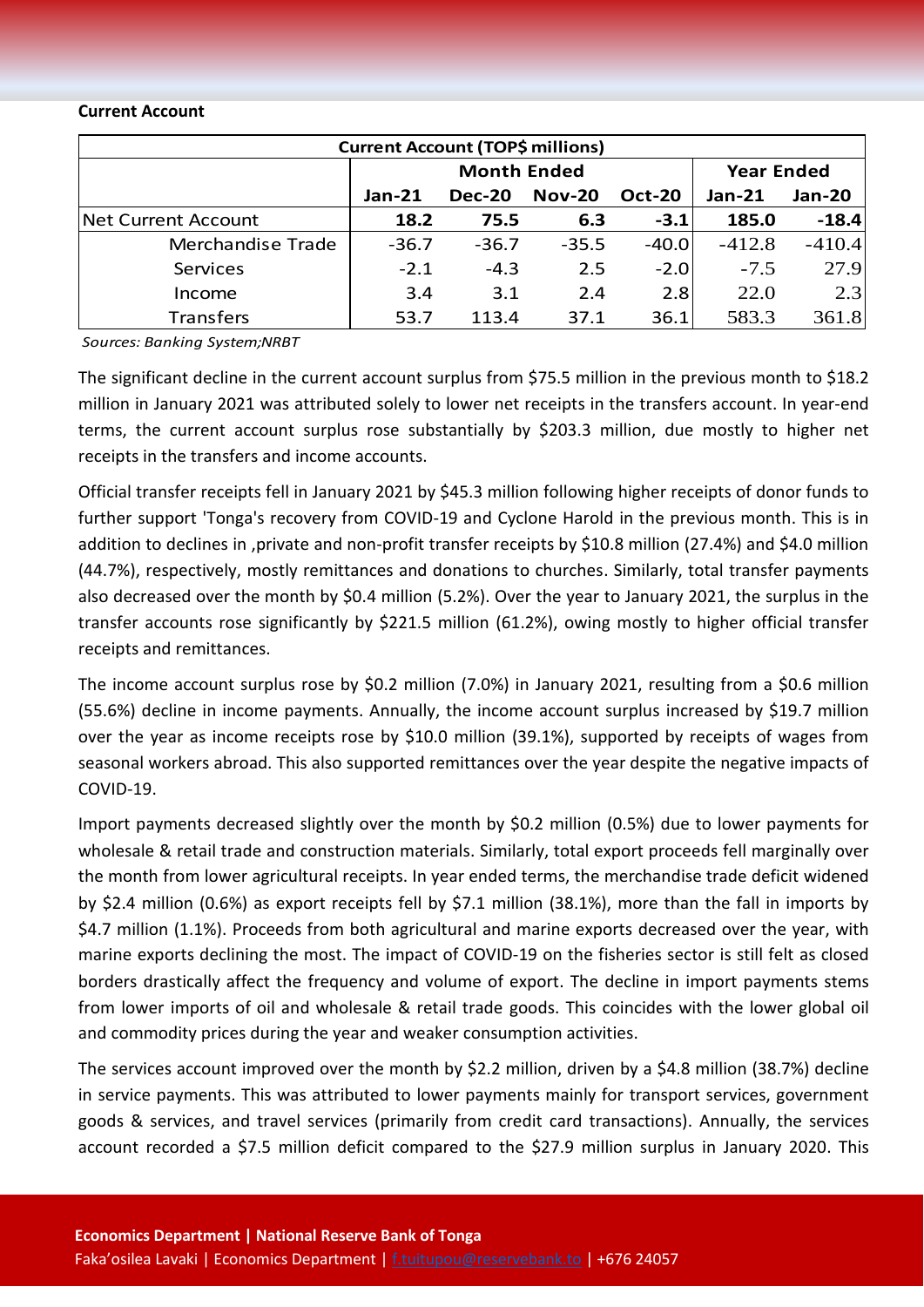**Current Account**

| Current Account (TOP$ millions) | | | | | | |
|---|---|---|---|---|---|---|
| | Month Ended | | | | Year Ended | |
| | Jan-21 | Dec-20 | Nov-20 | Oct-20 | Jan-21 | Jan-20 |
| Net Current Account | **18.2** | **75.5** | **6.3** | **-3.1** | **185.0** | **-18.4** |
| Merchandise Trade | -36.7 | -36.7 | -35.5 | -40.0 | -412.8 | -410.4 |
| Services | -2.1 | -4.3 | 2.5 | -2.0 | -7.5 | 27.9 |
| Income | 3.4 | 3.1 | 2.4 | 2.8 | 22.0 | 2.3 |
| Transfers | 53.7 | 113.4 | 37.1 | 36.1 | 583.3 | 361.8 |

*Sources: Banking System;NRBT*

The significant decline in the current account surplus from $75.5 million in the previous month to $18.2 million in January 2021 was attributed solely to lower net receipts in the transfers account. In year-end terms, the current account surplus rose substantially by $203.3 million, due mostly to higher net receipts in the transfers and income accounts.

Official transfer receipts fell in January 2021 by $45.3 million following higher receipts of donor funds to further support 'Tonga's recovery from COVID-19 and Cyclone Harold in the previous month. This is in addition to declines in ,private and non-profit transfer receipts by $10.8 million (27.4%) and $4.0 million (44.7%), respectively, mostly remittances and donations to churches. Similarly, total transfer payments also decreased over the month by $0.4 million (5.2%). Over the year to January 2021, the surplus in the transfer accounts rose significantly by $221.5 million (61.2%), owing mostly to higher official transfer receipts and remittances.

The income account surplus rose by $0.2 million (7.0%) in January 2021, resulting from a $0.6 million (55.6%) decline in income payments. Annually, the income account surplus increased by $19.7 million over the year as income receipts rose by $10.0 million (39.1%), supported by receipts of wages from seasonal workers abroad. This also supported remittances over the year despite the negative impacts of COVID-19.

Import payments decreased slightly over the month by $0.2 million (0.5%) due to lower payments for wholesale & retail trade and construction materials. Similarly, total export proceeds fell marginally over the month from lower agricultural receipts. In year ended terms, the merchandise trade deficit widened by $2.4 million (0.6%) as export receipts fell by $7.1 million (38.1%), more than the fall in imports by $4.7 million (1.1%). Proceeds from both agricultural and marine exports decreased over the year, with marine exports declining the most. The impact of COVID-19 on the fisheries sector is still felt as closed borders drastically affect the frequency and volume of export. The decline in import payments stems from lower imports of oil and wholesale & retail trade goods. This coincides with the lower global oil and commodity prices during the year and weaker consumption activities.

The services account improved over the month by $2.2 million, driven by a $4.8 million (38.7%) decline in service payments. This was attributed to lower payments mainly for transport services, government goods & services, and travel services (primarily from credit card transactions). Annually, the services account recorded a $7.5 million deficit compared to the $27.9 million surplus in January 2020. This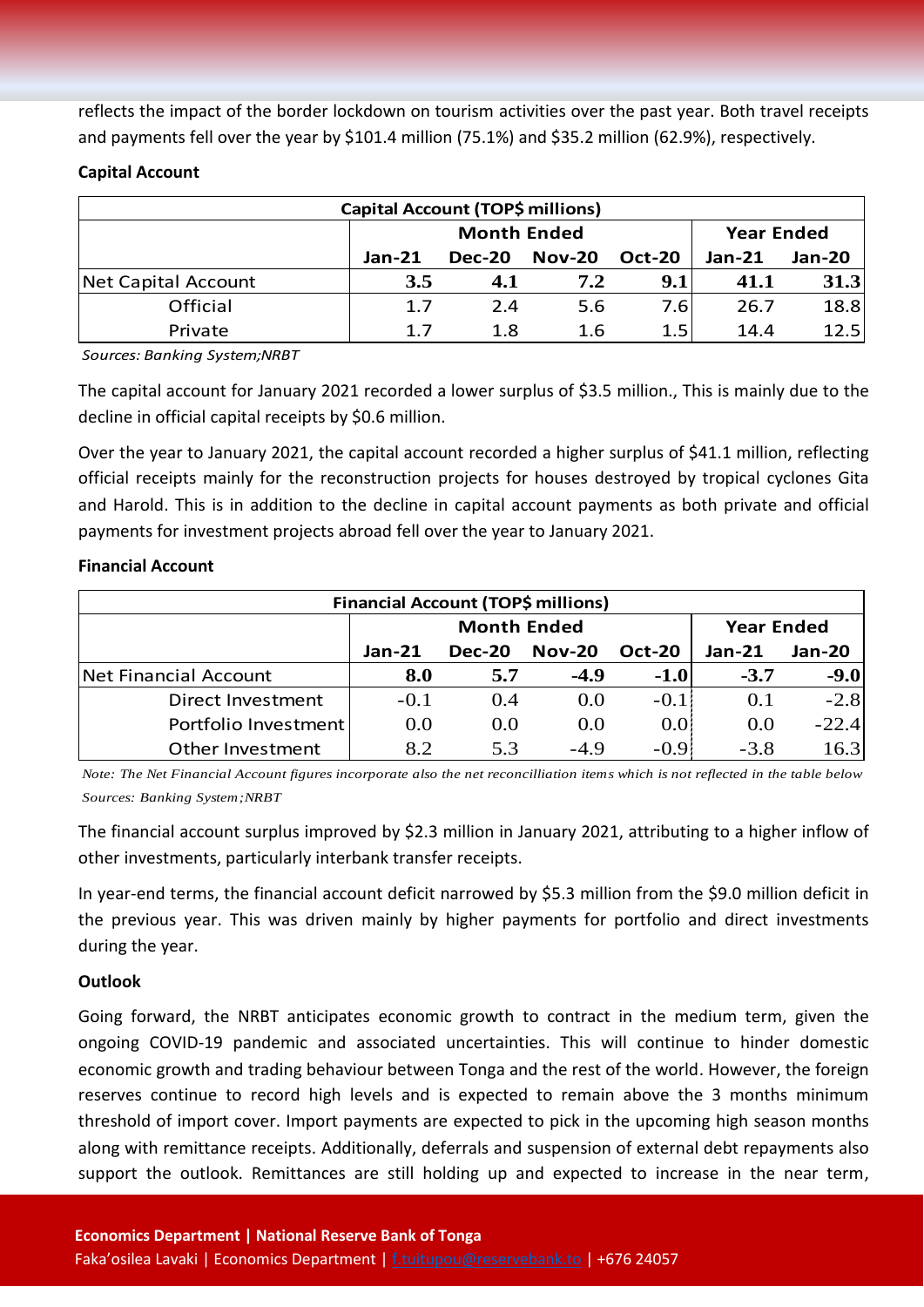reflects the impact of the border lockdown on tourism activities over the past year. Both travel receipts and payments fell over the year by $101.4 million (75.1%) and $35.2 million (62.9%), respectively.

**Capital Account**

| Capital Account (TOP$ millions) | | | | | | |
|---|---|---|---|---|---|---|
| | Month Ended | | | | Year Ended | |
| | Jan-21 | Dec-20 | Nov-20 | Oct-20 | Jan-21 | Jan-20 |
| Net Capital Account | **3.5** | **4.1** | **7.2** | **9.1** | **41.1** | **31.3** |
| Official | 1.7 | 2.4 | 5.6 | 7.6 | 26.7 | 18.8 |
| Private | 1.7 | 1.8 | 1.6 | 1.5 | 14.4 | 12.5 |

*Sources: Banking System;NRBT*

The capital account for January 2021 recorded a lower surplus of $3.5 million., This is mainly due to the decline in official capital receipts by $0.6 million.

Over the year to January 2021, the capital account recorded a higher surplus of $41.1 million, reflecting official receipts mainly for the reconstruction projects for houses destroyed by tropical cyclones Gita and Harold. This is in addition to the decline in capital account payments as both private and official payments for investment projects abroad fell over the year to January 2021.

**Financial Account**

| Financial Account (TOP$ millions) | | | | | | |
|---|---|---|---|---|---|---|
| | Month Ended | | | | Year Ended | |
| | Jan-21 | Dec-20 | Nov-20 | Oct-20 | Jan-21 | Jan-20 |
| Net Financial Account | **8.0** | **5.7** | **-4.9** | **-1.0** | **-3.7** | **-9.0** |
| Direct Investment | -0.1 | 0.4 | 0.0 | -0.1 | 0.1 | -2.8 |
| Portfolio Investment | 0.0 | 0.0 | 0.0 | 0.0 | 0.0 | -22.4 |
| Other Investment | 8.2 | 5.3 | -4.9 | -0.9 | -3.8 | 16.3 |

*Note: The Net Financial Account figures incorporate also the net reconcilliation items which is not reflected in the table below*

*Sources: Banking System;NRBT*

The financial account surplus improved by $2.3 million in January 2021, attributing to a higher inflow of other investments, particularly interbank transfer receipts.

In year-end terms, the financial account deficit narrowed by $5.3 million from the $9.0 million deficit in the previous year. This was driven mainly by higher payments for portfolio and direct investments during the year.

**Outlook**

Going forward, the NRBT anticipates economic growth to contract in the medium term, given the ongoing COVID-19 pandemic and associated uncertainties. This will continue to hinder domestic economic growth and trading behaviour between Tonga and the rest of the world. However, the foreign reserves continue to record high levels and is expected to remain above the 3 months minimum threshold of import cover. Import payments are expected to pick in the upcoming high season months along with remittance receipts. Additionally, deferrals and suspension of external debt repayments also support the outlook. Remittances are still holding up and expected to increase in the near term,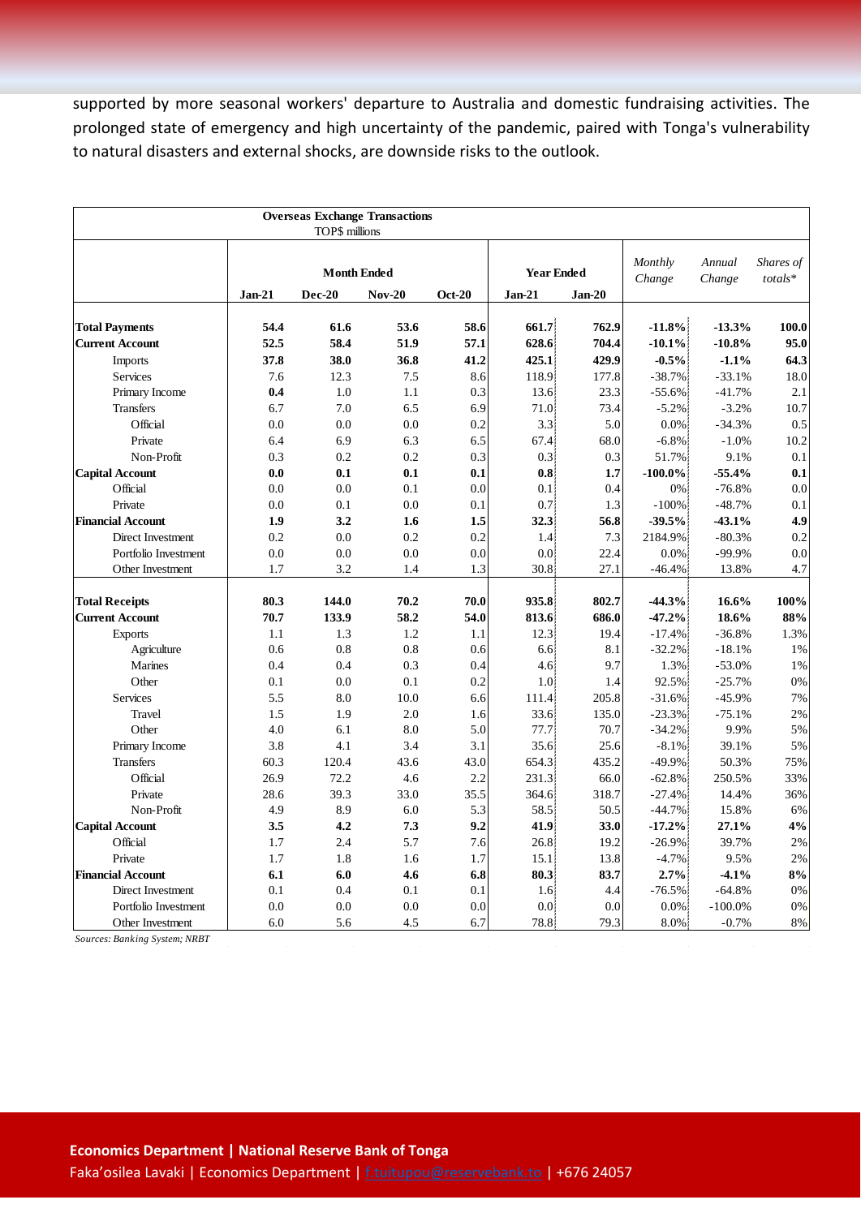supported by more seasonal workers' departure to Australia and domestic fundraising activities. The prolonged state of emergency and high uncertainty of the pandemic, paired with Tonga's vulnerability to natural disasters and external shocks, are downside risks to the outlook.

**Overseas Exchange Transactions**
TOP$ millions

| | Month Ended | | | | Year Ended | | *Monthly Change* | *Annual Change* | *Shares of totals** |
|---|---|---|---|---|---|---|---|---|---|
| | **Jan-21** | **Dec-20** | **Nov-20** | **Oct-20** | **Jan-21** | **Jan-20** | | | |
| **Total Payments** | **54.4** | **61.6** | **53.6** | **58.6** | **661.7** | **762.9** | **-11.8%** | **-13.3%** | **100.0** |
| **Current Account** | **52.5** | **58.4** | **51.9** | **57.1** | **628.6** | **704.4** | **-10.1%** | **-10.8%** | **95.0** |
| Imports | **37.8** | **38.0** | **36.8** | **41.2** | **425.1** | **429.9** | **-0.5%** | **-1.1%** | **64.3** |
| Services | 7.6 | 12.3 | 7.5 | 8.6 | 118.9 | 177.8 | -38.7% | -33.1% | 18.0 |
| Primary Income | **0.4** | 1.0 | 1.1 | 0.3 | 13.6 | 23.3 | -55.6% | -41.7% | 2.1 |
| Transfers | 6.7 | 7.0 | 6.5 | 6.9 | 71.0 | 73.4 | -5.2% | -3.2% | 10.7 |
| Official | 0.0 | 0.0 | 0.0 | 0.2 | 3.3 | 5.0 | 0.0% | -34.3% | 0.5 |
| Private | 6.4 | 6.9 | 6.3 | 6.5 | 67.4 | 68.0 | -6.8% | -1.0% | 10.2 |
| Non-Profit | 0.3 | 0.2 | 0.2 | 0.3 | 0.3 | 0.3 | 51.7% | 9.1% | 0.1 |
| **Capital Account** | **0.0** | **0.1** | **0.1** | **0.1** | **0.8** | **1.7** | **-100.0%** | **-55.4%** | **0.1** |
| Official | 0.0 | 0.0 | 0.1 | 0.0 | 0.1 | 0.4 | 0% | -76.8% | 0.0 |
| Private | 0.0 | 0.1 | 0.0 | 0.1 | 0.7 | 1.3 | -100% | -48.7% | 0.1 |
| **Financial Account** | **1.9** | **3.2** | **1.6** | **1.5** | **32.3** | **56.8** | **-39.5%** | **-43.1%** | **4.9** |
| Direct Investment | 0.2 | 0.0 | 0.2 | 0.2 | 1.4 | 7.3 | 2184.9% | -80.3% | 0.2 |
| Portfolio Investment | 0.0 | 0.0 | 0.0 | 0.0 | 0.0 | 22.4 | 0.0% | -99.9% | 0.0 |
| Other Investment | 1.7 | 3.2 | 1.4 | 1.3 | 30.8 | 27.1 | -46.4% | 13.8% | 4.7 |
| **Total Receipts** | **80.3** | **144.0** | **70.2** | **70.0** | **935.8** | **802.7** | **-44.3%** | **16.6%** | **100%** |
| **Current Account** | **70.7** | **133.9** | **58.2** | **54.0** | **813.6** | **686.0** | **-47.2%** | **18.6%** | **88%** |
| Exports | 1.1 | 1.3 | 1.2 | 1.1 | 12.3 | 19.4 | -17.4% | -36.8% | 1.3% |
| Agriculture | 0.6 | 0.8 | 0.8 | 0.6 | 6.6 | 8.1 | -32.2% | -18.1% | 1% |
| Marines | 0.4 | 0.4 | 0.3 | 0.4 | 4.6 | 9.7 | 1.3% | -53.0% | 1% |
| Other | 0.1 | 0.0 | 0.1 | 0.2 | 1.0 | 1.4 | 92.5% | -25.7% | 0% |
| Services | 5.5 | 8.0 | 10.0 | 6.6 | 111.4 | 205.8 | -31.6% | -45.9% | 7% |
| Travel | 1.5 | 1.9 | 2.0 | 1.6 | 33.6 | 135.0 | -23.3% | -75.1% | 2% |
| Other | 4.0 | 6.1 | 8.0 | 5.0 | 77.7 | 70.7 | -34.2% | 9.9% | 5% |
| Primary Income | 3.8 | 4.1 | 3.4 | 3.1 | 35.6 | 25.6 | -8.1% | 39.1% | 5% |
| Transfers | 60.3 | 120.4 | 43.6 | 43.0 | 654.3 | 435.2 | -49.9% | 50.3% | 75% |
| Official | 26.9 | 72.2 | 4.6 | 2.2 | 231.3 | 66.0 | -62.8% | 250.5% | 33% |
| Private | 28.6 | 39.3 | 33.0 | 35.5 | 364.6 | 318.7 | -27.4% | 14.4% | 36% |
| Non-Profit | 4.9 | 8.9 | 6.0 | 5.3 | 58.5 | 50.5 | -44.7% | 15.8% | 6% |
| **Capital Account** | **3.5** | **4.2** | **7.3** | **9.2** | **41.9** | **33.0** | **-17.2%** | **27.1%** | **4%** |
| Official | 1.7 | 2.4 | 5.7 | 7.6 | 26.8 | 19.2 | -26.9% | 39.7% | 2% |
| Private | 1.7 | 1.8 | 1.6 | 1.7 | 15.1 | 13.8 | -4.7% | 9.5% | 2% |
| **Financial Account** | **6.1** | **6.0** | **4.6** | **6.8** | **80.3** | **83.7** | **2.7%** | **-4.1%** | **8%** |
| Direct Investment | 0.1 | 0.4 | 0.1 | 0.1 | 1.6 | 4.4 | -76.5% | -64.8% | 0% |
| Portfolio Investment | 0.0 | 0.0 | 0.0 | 0.0 | 0.0 | 0.0 | 0.0% | -100.0% | 0% |
| Other Investment | 6.0 | 5.6 | 4.5 | 6.7 | 78.8 | 79.3 | 8.0% | -0.7% | 8% |

*Sources: Banking System; NRBT*

**Economics Department | National Reserve Bank of Tonga**

Faka'osilea Lavaki | Economics Department | f.tuitupou@reservebank.to | +676 24057